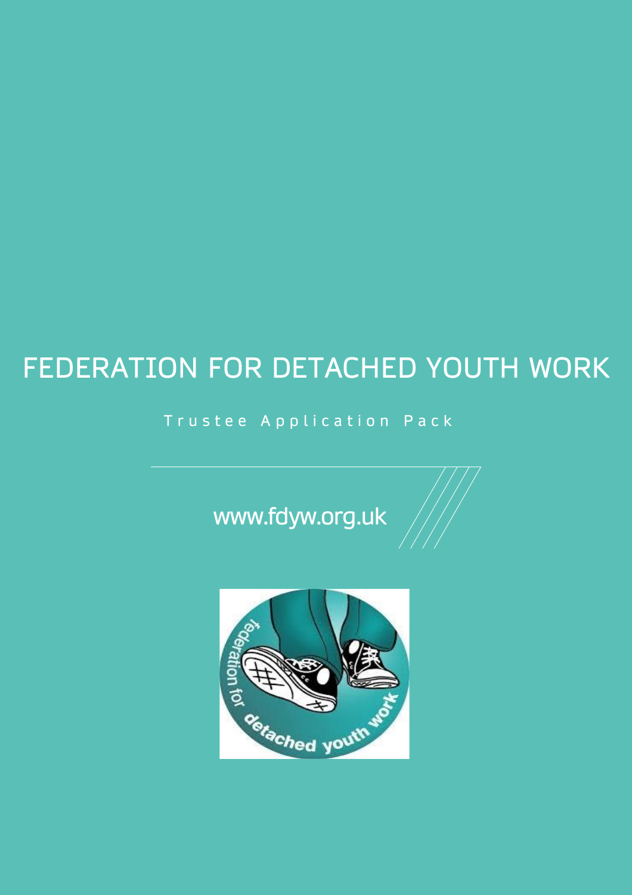# FEDERATION FOR DETACHED YOUTH WORK

Trustee Application Pack

www.fdyw.org.uk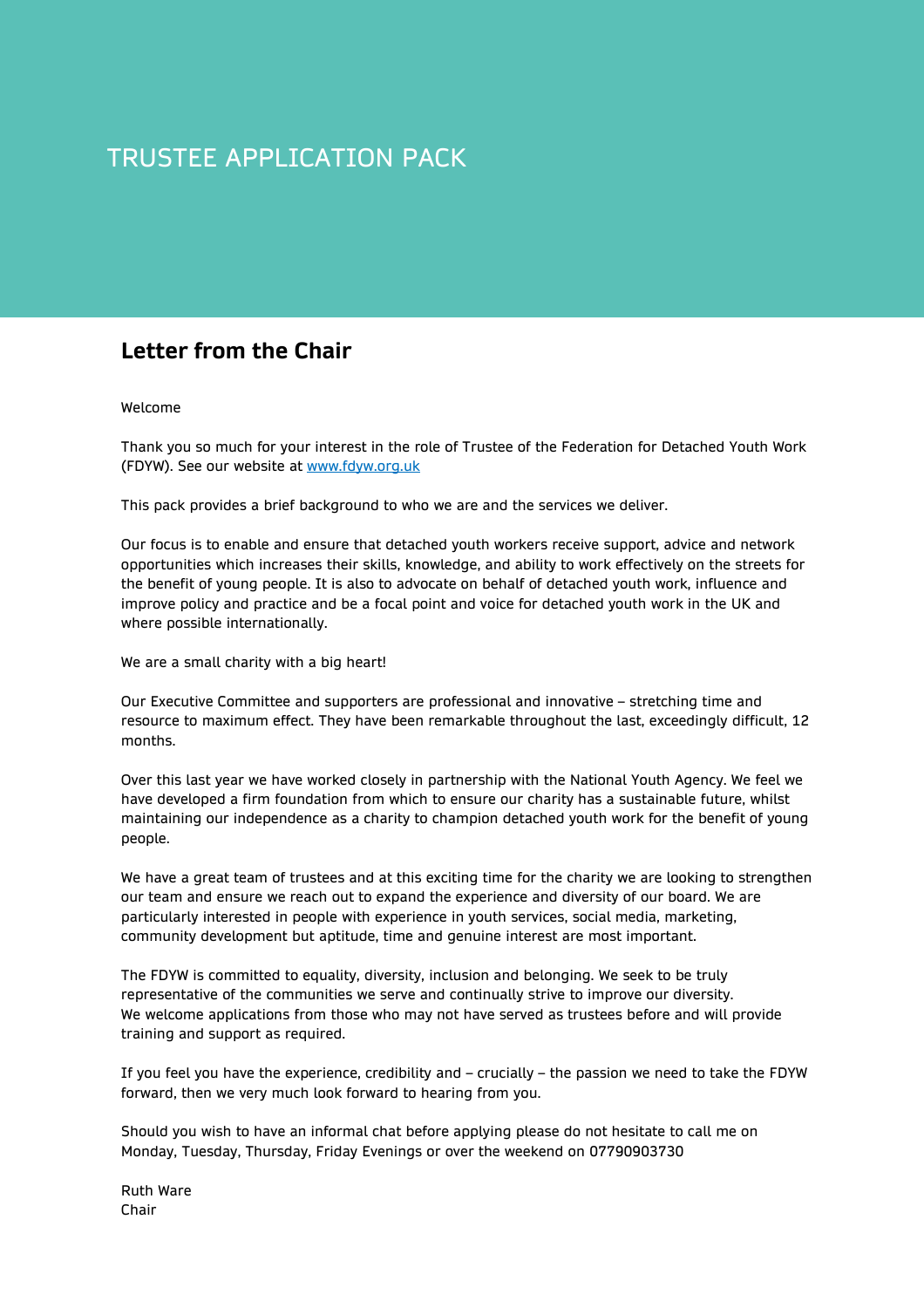# TRUSTEE APPLICATION PACK

## Letter from the Chair

Welcome

Thank you so much for your interest in the role of Trustee of the Federation for Detached Youth Work (FDYW). See our website at [www.fdyw.org.uk](http://www.fdyw.org.uk)

This pack provides a brief background to who we are and the services we deliver.

Our focus is to enable and ensure that detached youth workers receive support, advice and network opportunities which increases their skills, knowledge, and ability to work effectively on the streets for the benefit of young people. It is also to advocate on behalf of detached youth work, influence and improve policy and practice and be a focal point and voice for detached youth work in the UK and where possible internationally.

We are a small charity with a big heart!

Our Executive Committee and supporters are professional and innovative – stretching time and resource to maximum effect. They have been remarkable throughout the last, exceedingly difficult, 12 months.

Over this last year we have worked closely in partnership with the National Youth Agency. We feel we have developed a firm foundation from which to ensure our charity has a sustainable future, whilst maintaining our independence as a charity to champion detached youth work for the benefit of young people.

We have a great team of trustees and at this exciting time for the charity we are looking to strengthen our team and ensure we reach out to expand the experience and diversity of our board. We are particularly interested in people with experience in youth services, social media, marketing, community development but aptitude, time and genuine interest are most important.

The FDYW is committed to equality, diversity, inclusion and belonging. We seek to be truly representative of the communities we serve and continually strive to improve our diversity.
We welcome applications from those who may not have served as trustees before and will provide training and support as required.

If you feel you have the experience, credibility and – crucially – the passion we need to take the FDYW forward, then we very much look forward to hearing from you.

Should you wish to have an informal chat before applying please do not hesitate to call me on Monday, Tuesday, Thursday, Friday Evenings or over the weekend on 07790903730

Ruth Ware
Chair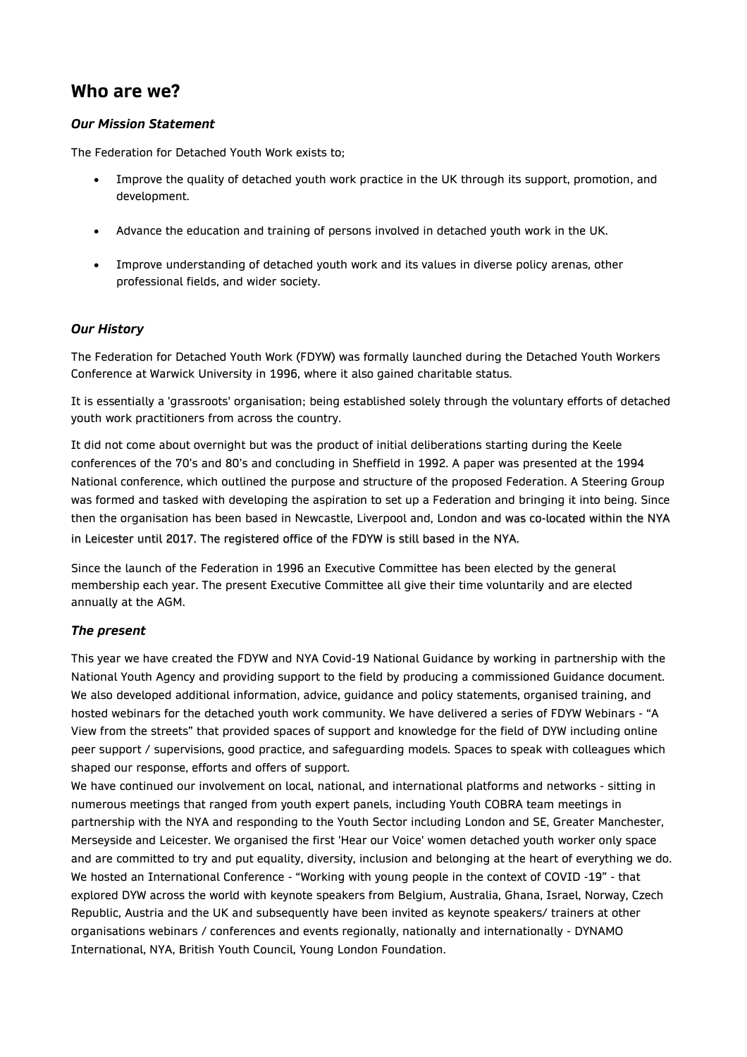## Who are we?

### *Our Mission Statement*

The Federation for Detached Youth Work exists to;

- Improve the quality of detached youth work practice in the UK through its support, promotion, and development.
- Advance the education and training of persons involved in detached youth work in the UK.
- Improve understanding of detached youth work and its values in diverse policy arenas, other professional fields, and wider society.

### *Our History*

The Federation for Detached Youth Work (FDYW) was formally launched during the Detached Youth Workers Conference at Warwick University in 1996, where it also gained charitable status.

It is essentially a 'grassroots' organisation; being established solely through the voluntary efforts of detached youth work practitioners from across the country.

It did not come about overnight but was the product of initial deliberations starting during the Keele conferences of the 70's and 80's and concluding in Sheffield in 1992. A paper was presented at the 1994 National conference, which outlined the purpose and structure of the proposed Federation. A Steering Group was formed and tasked with developing the aspiration to set up a Federation and bringing it into being. Since then the organisation has been based in Newcastle, Liverpool and, London and was co-located within the NYA in Leicester until 2017. The registered office of the FDYW is still based in the NYA.

Since the launch of the Federation in 1996 an Executive Committee has been elected by the general membership each year. The present Executive Committee all give their time voluntarily and are elected annually at the AGM.

### *The present*

This year we have created the FDYW and NYA Covid-19 National Guidance by working in partnership with the National Youth Agency and providing support to the field by producing a commissioned Guidance document. We also developed additional information, advice, guidance and policy statements, organised training, and hosted webinars for the detached youth work community. We have delivered a series of FDYW Webinars - "A View from the streets" that provided spaces of support and knowledge for the field of DYW including online peer support / supervisions, good practice, and safeguarding models. Spaces to speak with colleagues which shaped our response, efforts and offers of support.

We have continued our involvement on local, national, and international platforms and networks - sitting in numerous meetings that ranged from youth expert panels, including Youth COBRA team meetings in partnership with the NYA and responding to the Youth Sector including London and SE, Greater Manchester, Merseyside and Leicester. We organised the first 'Hear our Voice' women detached youth worker only space and are committed to try and put equality, diversity, inclusion and belonging at the heart of everything we do. We hosted an International Conference - "Working with young people in the context of COVID -19" - that explored DYW across the world with keynote speakers from Belgium, Australia, Ghana, Israel, Norway, Czech Republic, Austria and the UK and subsequently have been invited as keynote speakers/ trainers at other organisations webinars / conferences and events regionally, nationally and internationally - DYNAMO International, NYA, British Youth Council, Young London Foundation.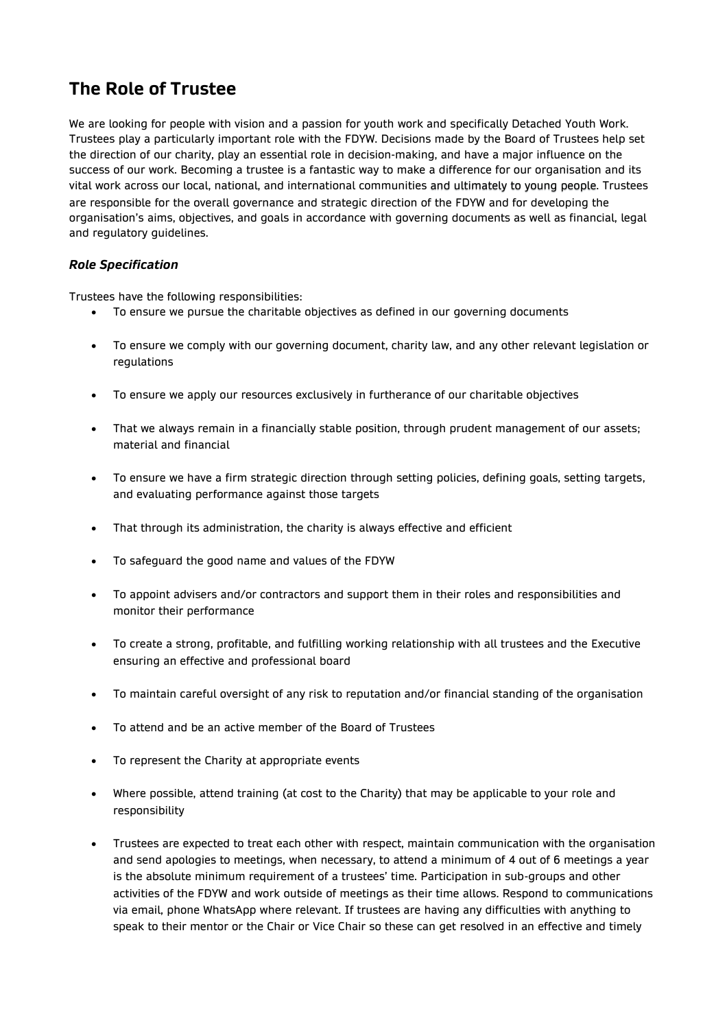# The Role of Trustee

We are looking for people with vision and a passion for youth work and specifically Detached Youth Work. Trustees play a particularly important role with the FDYW. Decisions made by the Board of Trustees help set the direction of our charity, play an essential role in decision-making, and have a major influence on the success of our work. Becoming a trustee is a fantastic way to make a difference for our organisation and its vital work across our local, national, and international communities and ultimately to young people. Trustees are responsible for the overall governance and strategic direction of the FDYW and for developing the organisation's aims, objectives, and goals in accordance with governing documents as well as financial, legal and regulatory guidelines.

### *Role Specification*

Trustees have the following responsibilities:

- To ensure we pursue the charitable objectives as defined in our governing documents
- To ensure we comply with our governing document, charity law, and any other relevant legislation or regulations
- To ensure we apply our resources exclusively in furtherance of our charitable objectives
- That we always remain in a financially stable position, through prudent management of our assets; material and financial
- To ensure we have a firm strategic direction through setting policies, defining goals, setting targets, and evaluating performance against those targets
- That through its administration, the charity is always effective and efficient
- To safeguard the good name and values of the FDYW
- To appoint advisers and/or contractors and support them in their roles and responsibilities and monitor their performance
- To create a strong, profitable, and fulfilling working relationship with all trustees and the Executive ensuring an effective and professional board
- To maintain careful oversight of any risk to reputation and/or financial standing of the organisation
- To attend and be an active member of the Board of Trustees
- To represent the Charity at appropriate events
- Where possible, attend training (at cost to the Charity) that may be applicable to your role and responsibility
- Trustees are expected to treat each other with respect, maintain communication with the organisation and send apologies to meetings, when necessary, to attend a minimum of 4 out of 6 meetings a year is the absolute minimum requirement of a trustees' time. Participation in sub-groups and other activities of the FDYW and work outside of meetings as their time allows. Respond to communications via email, phone WhatsApp where relevant. If trustees are having any difficulties with anything to speak to their mentor or the Chair or Vice Chair so these can get resolved in an effective and timely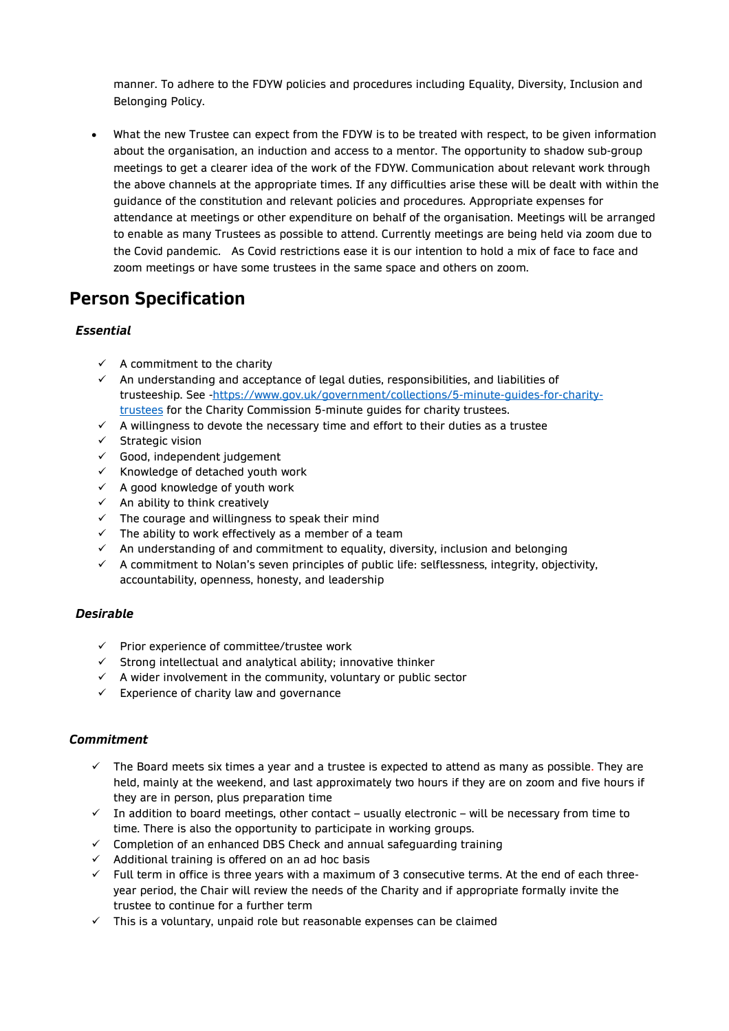manner. To adhere to the FDYW policies and procedures including Equality, Diversity, Inclusion and Belonging Policy.

- What the new Trustee can expect from the FDYW is to be treated with respect, to be given information about the organisation, an induction and access to a mentor. The opportunity to shadow sub-group meetings to get a clearer idea of the work of the FDYW. Communication about relevant work through the above channels at the appropriate times. If any difficulties arise these will be dealt with within the guidance of the constitution and relevant policies and procedures. Appropriate expenses for attendance at meetings or other expenditure on behalf of the organisation. Meetings will be arranged to enable as many Trustees as possible to attend. Currently meetings are being held via zoom due to the Covid pandemic. As Covid restrictions ease it is our intention to hold a mix of face to face and zoom meetings or have some trustees in the same space and others on zoom.

## Person Specification

### *Essential*

- ✓ A commitment to the charity
- ✓ An understanding and acceptance of legal duties, responsibilities, and liabilities of trusteeship. See -[https://www.gov.uk/government/collections/5-minute-guides-for-charity-trustees](https://www.gov.uk/government/collections/5-minute-guides-for-charity-trustees) for the Charity Commission 5-minute guides for charity trustees.
- ✓ A willingness to devote the necessary time and effort to their duties as a trustee
- ✓ Strategic vision
- ✓ Good, independent judgement
- ✓ Knowledge of detached youth work
- ✓ A good knowledge of youth work
- ✓ An ability to think creatively
- ✓ The courage and willingness to speak their mind
- ✓ The ability to work effectively as a member of a team
- ✓ An understanding of and commitment to equality, diversity, inclusion and belonging
- ✓ A commitment to Nolan's seven principles of public life: selflessness, integrity, objectivity, accountability, openness, honesty, and leadership

### *Desirable*

- ✓ Prior experience of committee/trustee work
- ✓ Strong intellectual and analytical ability; innovative thinker
- ✓ A wider involvement in the community, voluntary or public sector
- ✓ Experience of charity law and governance

### *Commitment*

- ✓ The Board meets six times a year and a trustee is expected to attend as many as possible. They are held, mainly at the weekend, and last approximately two hours if they are on zoom and five hours if they are in person, plus preparation time
- ✓ In addition to board meetings, other contact – usually electronic – will be necessary from time to time. There is also the opportunity to participate in working groups.
- ✓ Completion of an enhanced DBS Check and annual safeguarding training
- ✓ Additional training is offered on an ad hoc basis
- ✓ Full term in office is three years with a maximum of 3 consecutive terms. At the end of each three-year period, the Chair will review the needs of the Charity and if appropriate formally invite the trustee to continue for a further term
- ✓ This is a voluntary, unpaid role but reasonable expenses can be claimed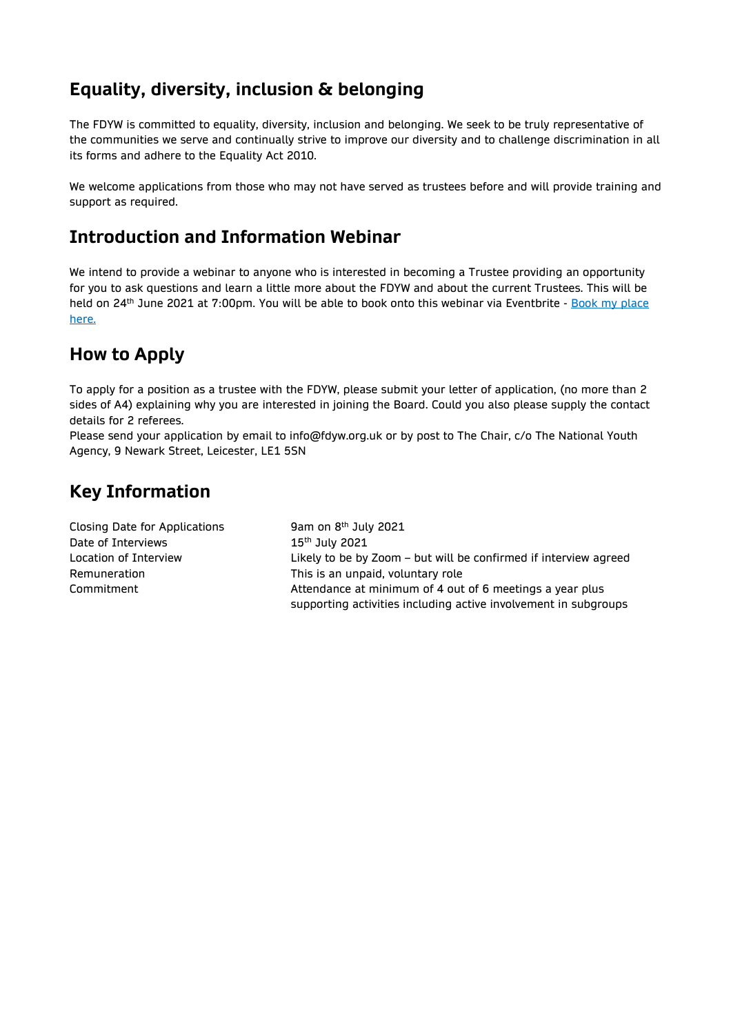## Equality, diversity, inclusion & belonging

The FDYW is committed to equality, diversity, inclusion and belonging. We seek to be truly representative of the communities we serve and continually strive to improve our diversity and to challenge discrimination in all its forms and adhere to the Equality Act 2010.

We welcome applications from those who may not have served as trustees before and will provide training and support as required.

## Introduction and Information Webinar

We intend to provide a webinar to anyone who is interested in becoming a Trustee providing an opportunity for you to ask questions and learn a little more about the FDYW and about the current Trustees. This will be held on 24th June 2021 at 7:00pm. You will be able to book onto this webinar via Eventbrite - Book my place here.

## How to Apply

To apply for a position as a trustee with the FDYW, please submit your letter of application, (no more than 2 sides of A4) explaining why you are interested in joining the Board. Could you also please supply the contact details for 2 referees.
Please send your application by email to info@fdyw.org.uk or by post to The Chair, c/o The National Youth Agency, 9 Newark Street, Leicester, LE1 5SN

## Key Information

| | |
|---|---|
| Closing Date for Applications | 9am on 8th July 2021 |
| Date of Interviews | 15th July 2021 |
| Location of Interview | Likely to be by Zoom – but will be confirmed if interview agreed |
| Remuneration | This is an unpaid, voluntary role |
| Commitment | Attendance at minimum of 4 out of 6 meetings a year plus supporting activities including active involvement in subgroups |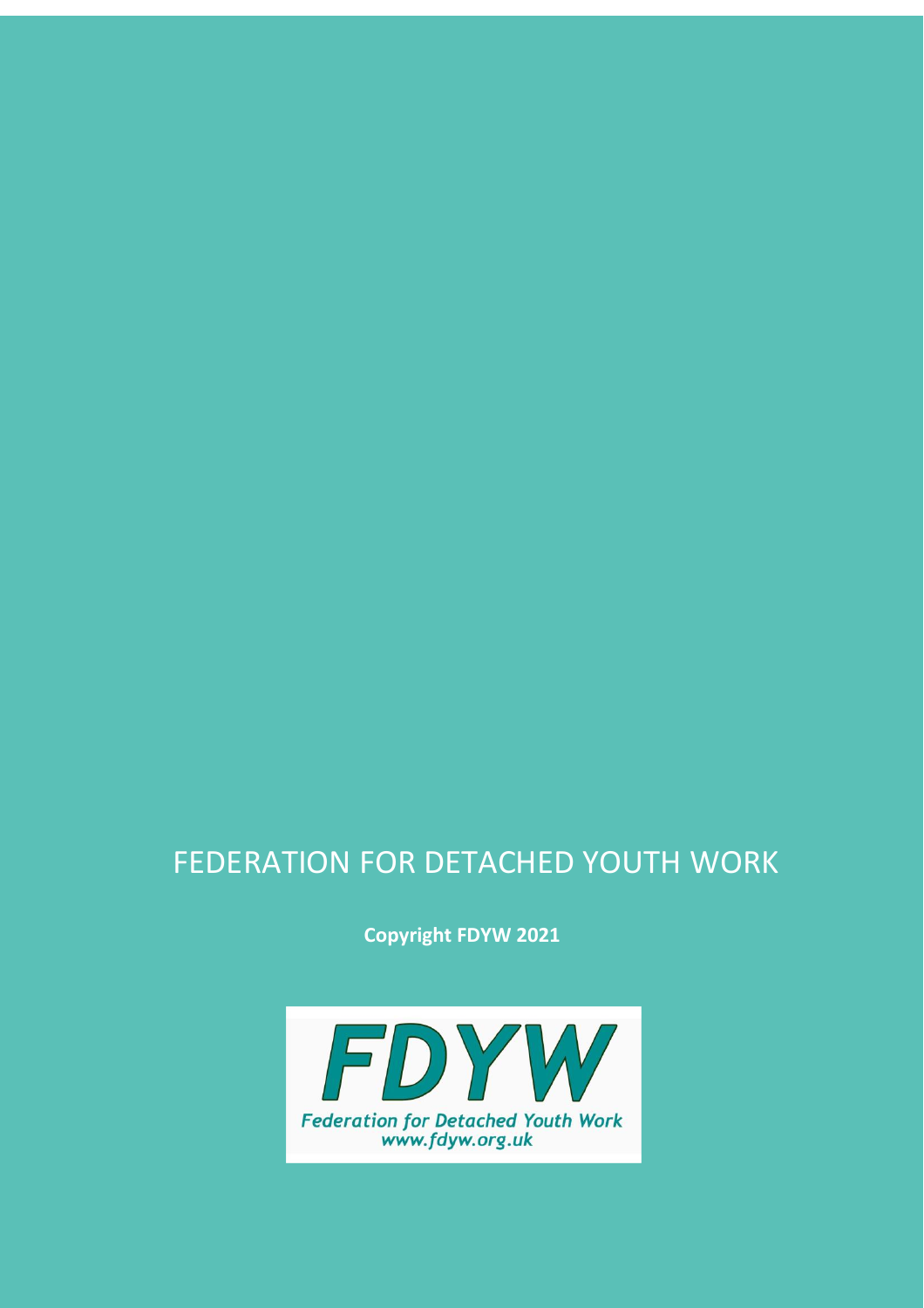FEDERATION FOR DETACHED YOUTH WORK

**Copyright FDYW 2021**

FDYW

*Federation for Detached Youth Work*
*www.fdyw.org.uk*